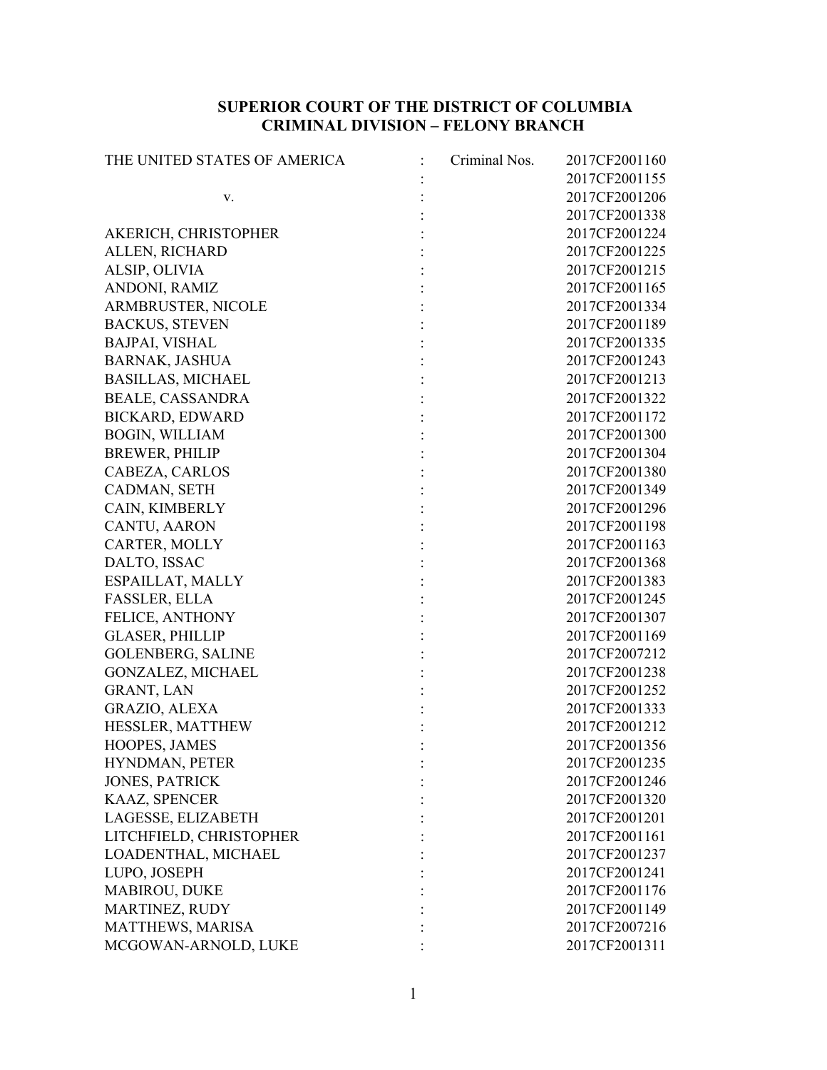## SUPERIOR COURT OF THE DISTRICT OF COLUMBIA
## CRIMINAL DIVISION – FELONY BRANCH

| | | |
|---|---|---|
| THE UNITED STATES OF AMERICA | : | Criminal Nos. 2017CF2001160 |
| | : | 2017CF2001155 |
| v. | : | 2017CF2001206 |
| | : | 2017CF2001338 |
| AKERICH, CHRISTOPHER | : | 2017CF2001224 |
| ALLEN, RICHARD | : | 2017CF2001225 |
| ALSIP, OLIVIA | : | 2017CF2001215 |
| ANDONI, RAMIZ | : | 2017CF2001165 |
| ARMBRUSTER, NICOLE | : | 2017CF2001334 |
| BACKUS, STEVEN | : | 2017CF2001189 |
| BAJPAI, VISHAL | : | 2017CF2001335 |
| BARNAK, JASHUA | : | 2017CF2001243 |
| BASILLAS, MICHAEL | : | 2017CF2001213 |
| BEALE, CASSANDRA | : | 2017CF2001322 |
| BICKARD, EDWARD | : | 2017CF2001172 |
| BOGIN, WILLIAM | : | 2017CF2001300 |
| BREWER, PHILIP | : | 2017CF2001304 |
| CABEZA, CARLOS | : | 2017CF2001380 |
| CADMAN, SETH | : | 2017CF2001349 |
| CAIN, KIMBERLY | : | 2017CF2001296 |
| CANTU, AARON | : | 2017CF2001198 |
| CARTER, MOLLY | : | 2017CF2001163 |
| DALTO, ISSAC | : | 2017CF2001368 |
| ESPAILLAT, MALLY | : | 2017CF2001383 |
| FASSLER, ELLA | : | 2017CF2001245 |
| FELICE, ANTHONY | : | 2017CF2001307 |
| GLASER, PHILLIP | : | 2017CF2001169 |
| GOLENBERG, SALINE | : | 2017CF2007212 |
| GONZALEZ, MICHAEL | : | 2017CF2001238 |
| GRANT, LAN | : | 2017CF2001252 |
| GRAZIO, ALEXA | : | 2017CF2001333 |
| HESSLER, MATTHEW | : | 2017CF2001212 |
| HOOPES, JAMES | : | 2017CF2001356 |
| HYNDMAN, PETER | : | 2017CF2001235 |
| JONES, PATRICK | : | 2017CF2001246 |
| KAAZ, SPENCER | : | 2017CF2001320 |
| LAGESSE, ELIZABETH | : | 2017CF2001201 |
| LITCHFIELD, CHRISTOPHER | : | 2017CF2001161 |
| LOADENTHAL, MICHAEL | : | 2017CF2001237 |
| LUPO, JOSEPH | : | 2017CF2001241 |
| MABIROU, DUKE | : | 2017CF2001176 |
| MARTINEZ, RUDY | : | 2017CF2001149 |
| MATTHEWS, MARISA | : | 2017CF2007216 |
| MCGOWAN-ARNOLD, LUKE | : | 2017CF2001311 |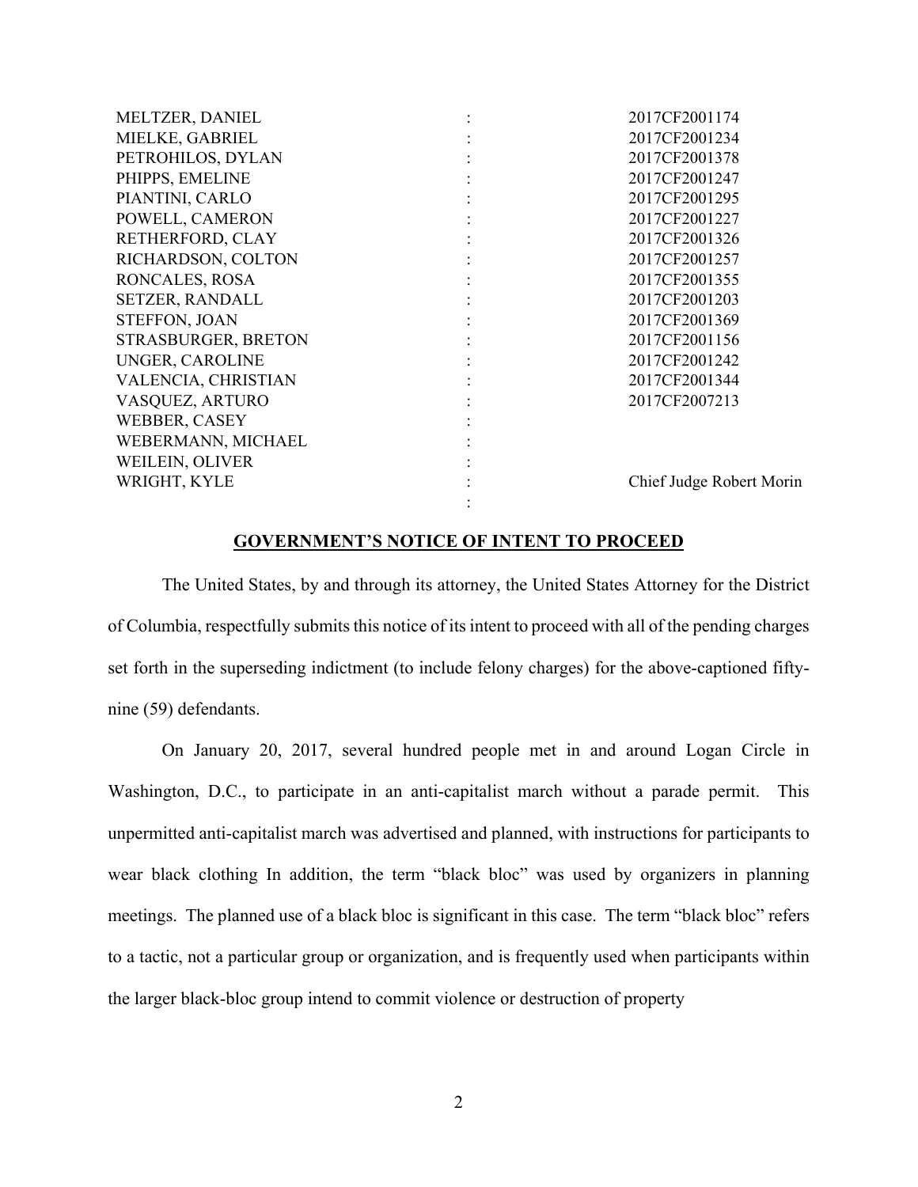| | | |
|---|---|---|
| MELTZER, DANIEL | : | 2017CF2001174 |
| MIELKE, GABRIEL | : | 2017CF2001234 |
| PETROHILOS, DYLAN | : | 2017CF2001378 |
| PHIPPS, EMELINE | : | 2017CF2001247 |
| PIANTINI, CARLO | : | 2017CF2001295 |
| POWELL, CAMERON | : | 2017CF2001227 |
| RETHERFORD, CLAY | : | 2017CF2001326 |
| RICHARDSON, COLTON | : | 2017CF2001257 |
| RONCALES, ROSA | : | 2017CF2001355 |
| SETZER, RANDALL | : | 2017CF2001203 |
| STEFFON, JOAN | : | 2017CF2001369 |
| STRASBURGER, BRETON | : | 2017CF2001156 |
| UNGER, CAROLINE | : | 2017CF2001242 |
| VALENCIA, CHRISTIAN | : | 2017CF2001344 |
| VASQUEZ, ARTURO | : | 2017CF2007213 |
| WEBBER, CASEY | : | |
| WEBERMANN, MICHAEL | : | |
| WEILEIN, OLIVER | : | |
| WRIGHT, KYLE | : | Chief Judge Robert Morin |
| | : | |

## **GOVERNMENT'S NOTICE OF INTENT TO PROCEED**

The United States, by and through its attorney, the United States Attorney for the District of Columbia, respectfully submits this notice of its intent to proceed with all of the pending charges set forth in the superseding indictment (to include felony charges) for the above-captioned fifty-nine (59) defendants.

On January 20, 2017, several hundred people met in and around Logan Circle in Washington, D.C., to participate in an anti-capitalist march without a parade permit. This unpermitted anti-capitalist march was advertised and planned, with instructions for participants to wear black clothing In addition, the term "black bloc" was used by organizers in planning meetings. The planned use of a black bloc is significant in this case. The term "black bloc" refers to a tactic, not a particular group or organization, and is frequently used when participants within the larger black-bloc group intend to commit violence or destruction of property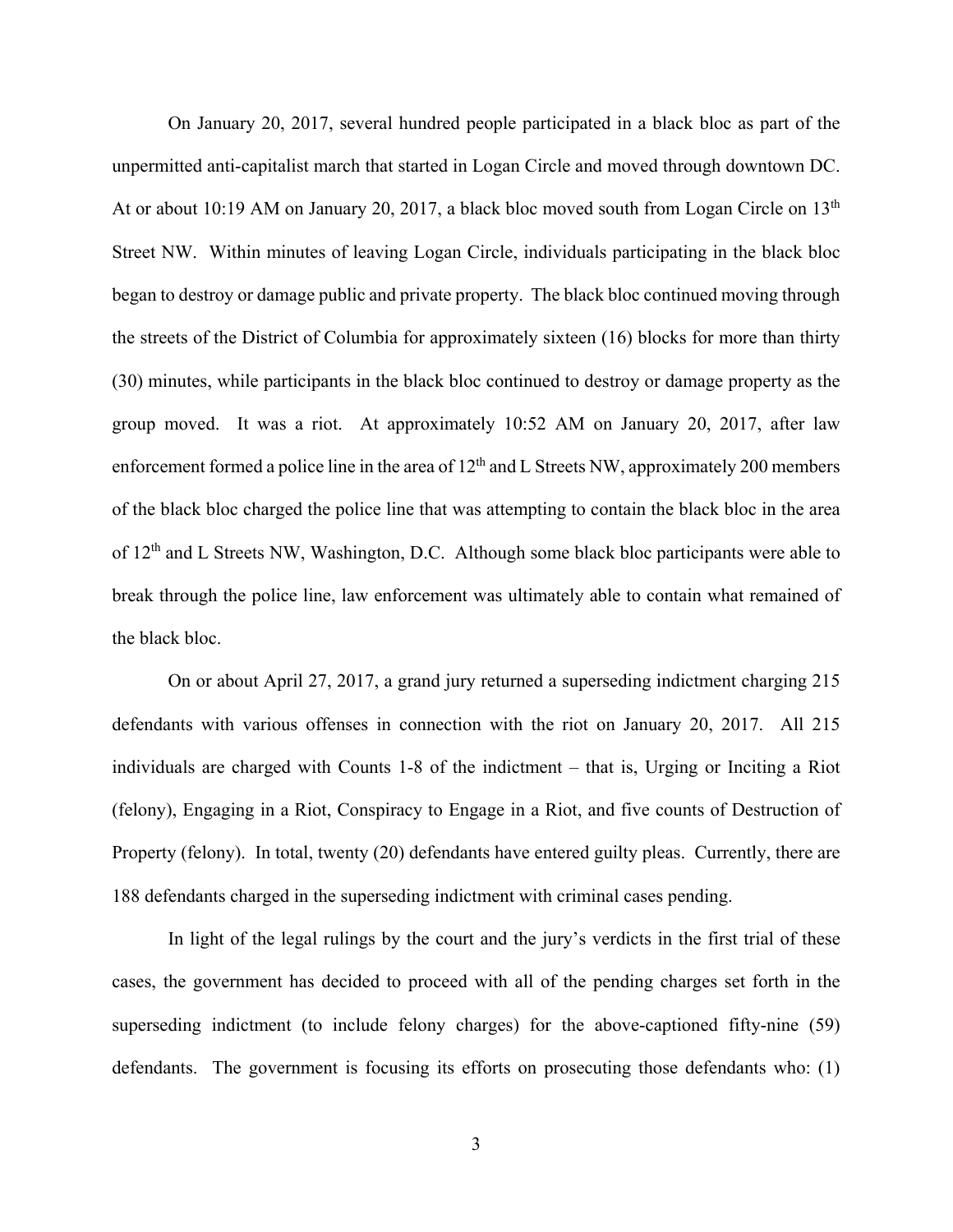On January 20, 2017, several hundred people participated in a black bloc as part of the unpermitted anti-capitalist march that started in Logan Circle and moved through downtown DC. At or about 10:19 AM on January 20, 2017, a black bloc moved south from Logan Circle on 13th Street NW. Within minutes of leaving Logan Circle, individuals participating in the black bloc began to destroy or damage public and private property. The black bloc continued moving through the streets of the District of Columbia for approximately sixteen (16) blocks for more than thirty (30) minutes, while participants in the black bloc continued to destroy or damage property as the group moved. It was a riot. At approximately 10:52 AM on January 20, 2017, after law enforcement formed a police line in the area of 12th and L Streets NW, approximately 200 members of the black bloc charged the police line that was attempting to contain the black bloc in the area of 12th and L Streets NW, Washington, D.C. Although some black bloc participants were able to break through the police line, law enforcement was ultimately able to contain what remained of the black bloc.

On or about April 27, 2017, a grand jury returned a superseding indictment charging 215 defendants with various offenses in connection with the riot on January 20, 2017. All 215 individuals are charged with Counts 1-8 of the indictment – that is, Urging or Inciting a Riot (felony), Engaging in a Riot, Conspiracy to Engage in a Riot, and five counts of Destruction of Property (felony). In total, twenty (20) defendants have entered guilty pleas. Currently, there are 188 defendants charged in the superseding indictment with criminal cases pending.

In light of the legal rulings by the court and the jury's verdicts in the first trial of these cases, the government has decided to proceed with all of the pending charges set forth in the superseding indictment (to include felony charges) for the above-captioned fifty-nine (59) defendants. The government is focusing its efforts on prosecuting those defendants who: (1)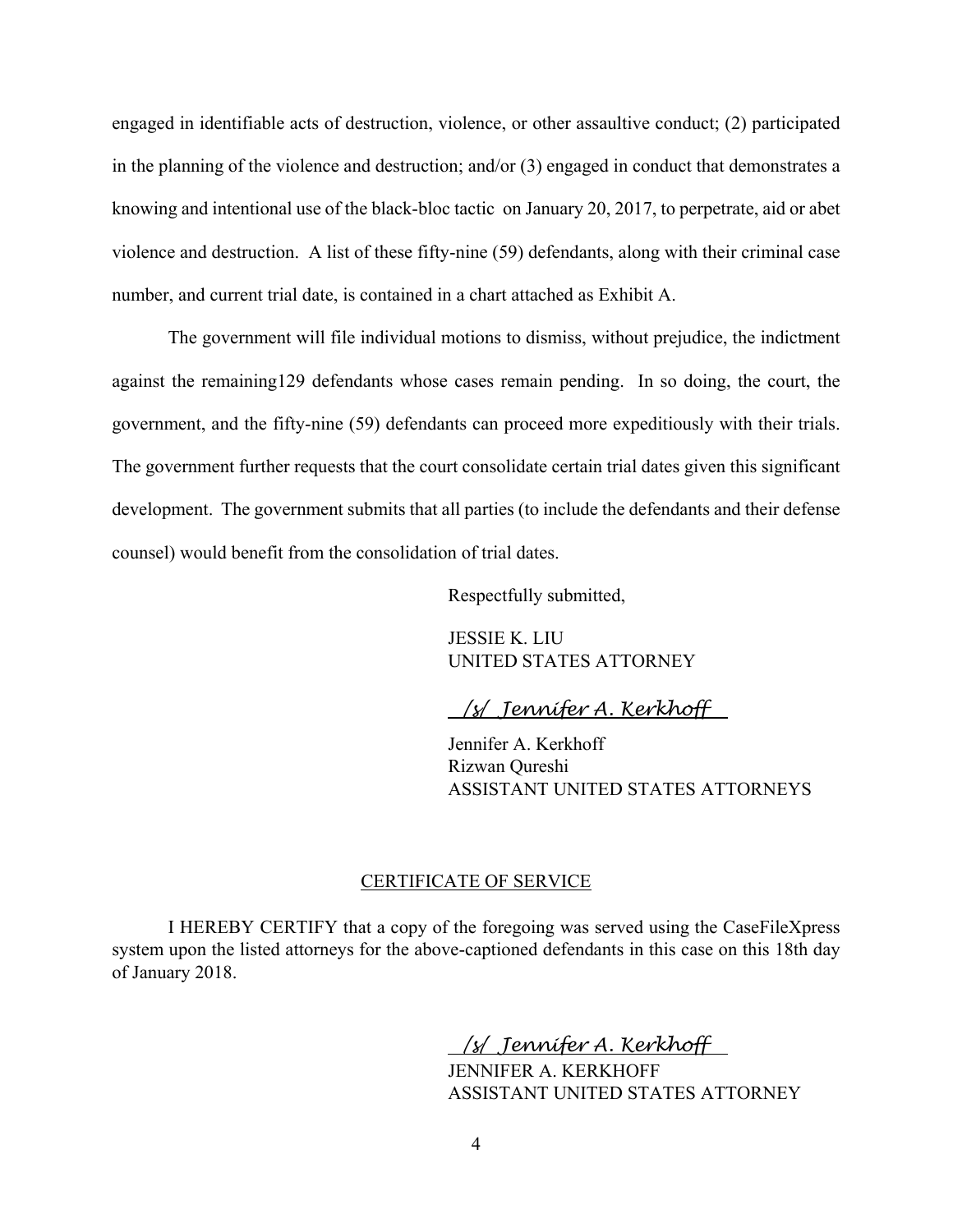engaged in identifiable acts of destruction, violence, or other assaultive conduct; (2) participated in the planning of the violence and destruction; and/or (3) engaged in conduct that demonstrates a knowing and intentional use of the black-bloc tactic on January 20, 2017, to perpetrate, aid or abet violence and destruction. A list of these fifty-nine (59) defendants, along with their criminal case number, and current trial date, is contained in a chart attached as Exhibit A.

The government will file individual motions to dismiss, without prejudice, the indictment against the remaining129 defendants whose cases remain pending. In so doing, the court, the government, and the fifty-nine (59) defendants can proceed more expeditiously with their trials. The government further requests that the court consolidate certain trial dates given this significant development. The government submits that all parties (to include the defendants and their defense counsel) would benefit from the consolidation of trial dates.

Respectfully submitted,

JESSIE K. LIU
UNITED STATES ATTORNEY

*/s/ Jennifer A. Kerkhoff*

Jennifer A. Kerkhoff
Rizwan Qureshi
ASSISTANT UNITED STATES ATTORNEYS

CERTIFICATE OF SERVICE

I HEREBY CERTIFY that a copy of the foregoing was served using the CaseFileXpress system upon the listed attorneys for the above-captioned defendants in this case on this 18th day of January 2018.

*/s/ Jennifer A. Kerkhoff*

JENNIFER A. KERKHOFF
ASSISTANT UNITED STATES ATTORNEY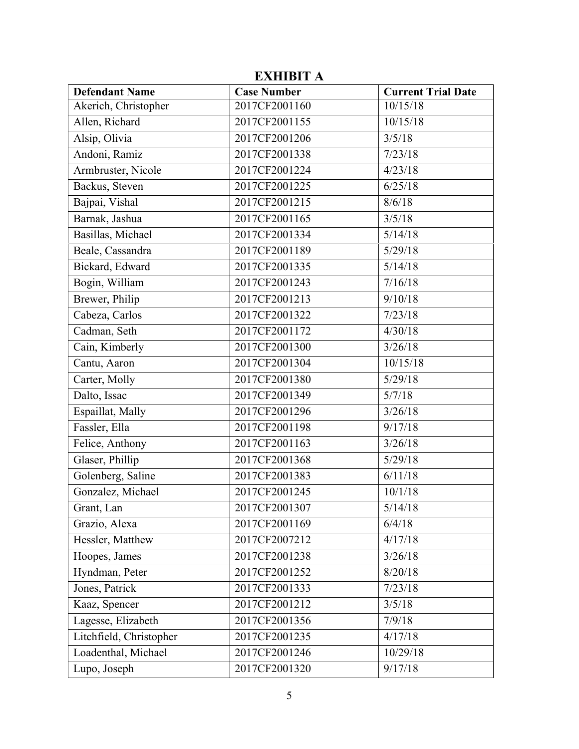# EXHIBIT A

| Defendant Name | Case Number | Current Trial Date |
|---|---|---|
| Akerich, Christopher | 2017CF2001160 | 10/15/18 |
| Allen, Richard | 2017CF2001155 | 10/15/18 |
| Alsip, Olivia | 2017CF2001206 | 3/5/18 |
| Andoni, Ramiz | 2017CF2001338 | 7/23/18 |
| Armbruster, Nicole | 2017CF2001224 | 4/23/18 |
| Backus, Steven | 2017CF2001225 | 6/25/18 |
| Bajpai, Vishal | 2017CF2001215 | 8/6/18 |
| Barnak, Jashua | 2017CF2001165 | 3/5/18 |
| Basillas, Michael | 2017CF2001334 | 5/14/18 |
| Beale, Cassandra | 2017CF2001189 | 5/29/18 |
| Bickard, Edward | 2017CF2001335 | 5/14/18 |
| Bogin, William | 2017CF2001243 | 7/16/18 |
| Brewer, Philip | 2017CF2001213 | 9/10/18 |
| Cabeza, Carlos | 2017CF2001322 | 7/23/18 |
| Cadman, Seth | 2017CF2001172 | 4/30/18 |
| Cain, Kimberly | 2017CF2001300 | 3/26/18 |
| Cantu, Aaron | 2017CF2001304 | 10/15/18 |
| Carter, Molly | 2017CF2001380 | 5/29/18 |
| Dalto, Issac | 2017CF2001349 | 5/7/18 |
| Espaillat, Mally | 2017CF2001296 | 3/26/18 |
| Fassler, Ella | 2017CF2001198 | 9/17/18 |
| Felice, Anthony | 2017CF2001163 | 3/26/18 |
| Glaser, Phillip | 2017CF2001368 | 5/29/18 |
| Golenberg, Saline | 2017CF2001383 | 6/11/18 |
| Gonzalez, Michael | 2017CF2001245 | 10/1/18 |
| Grant, Lan | 2017CF2001307 | 5/14/18 |
| Grazio, Alexa | 2017CF2001169 | 6/4/18 |
| Hessler, Matthew | 2017CF2007212 | 4/17/18 |
| Hoopes, James | 2017CF2001238 | 3/26/18 |
| Hyndman, Peter | 2017CF2001252 | 8/20/18 |
| Jones, Patrick | 2017CF2001333 | 7/23/18 |
| Kaaz, Spencer | 2017CF2001212 | 3/5/18 |
| Lagesse, Elizabeth | 2017CF2001356 | 7/9/18 |
| Litchfield, Christopher | 2017CF2001235 | 4/17/18 |
| Loadenthal, Michael | 2017CF2001246 | 10/29/18 |
| Lupo, Joseph | 2017CF2001320 | 9/17/18 |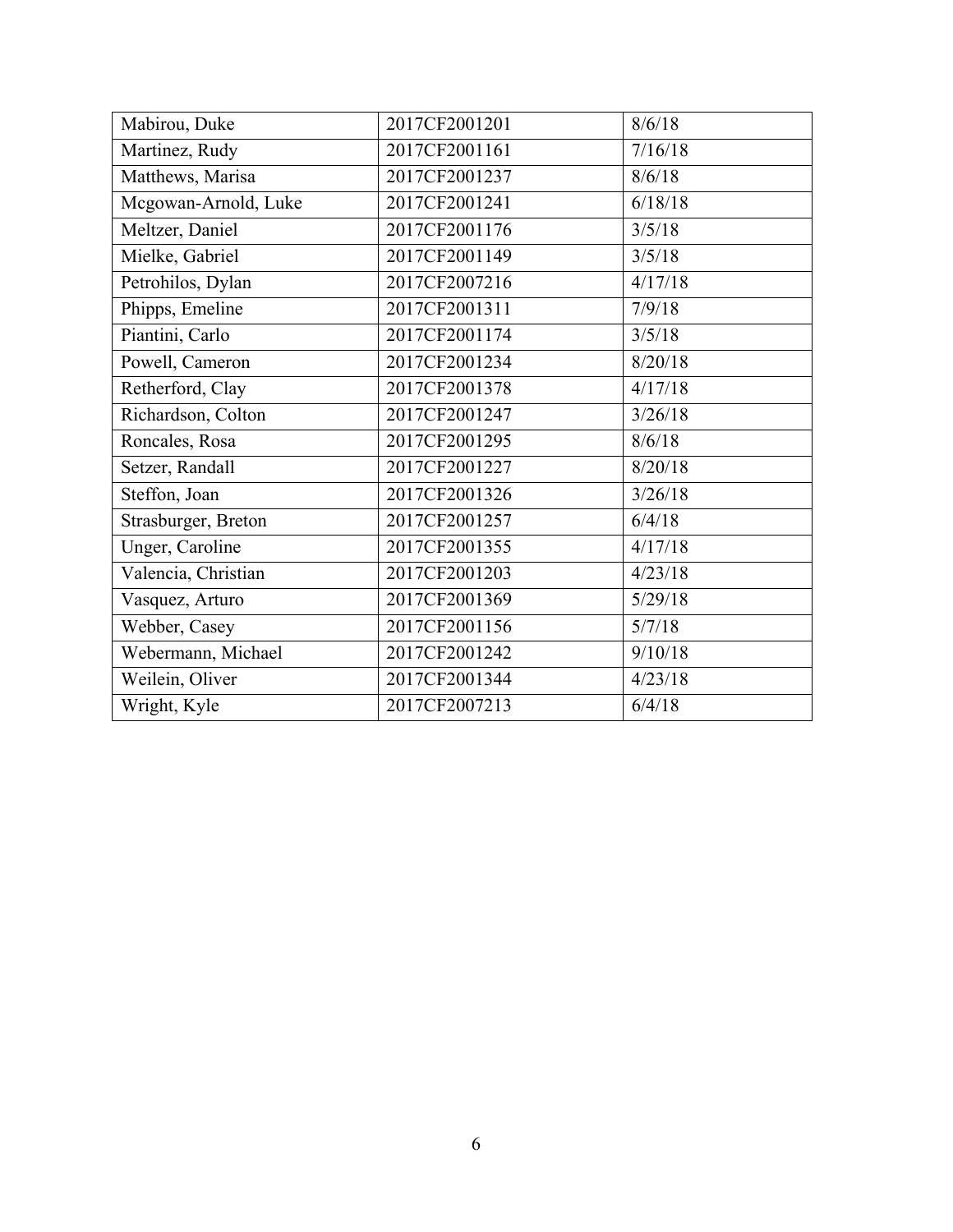| | | |
|---|---|---|
| Mabirou, Duke | 2017CF2001201 | 8/6/18 |
| Martinez, Rudy | 2017CF2001161 | 7/16/18 |
| Matthews, Marisa | 2017CF2001237 | 8/6/18 |
| Mcgowan-Arnold, Luke | 2017CF2001241 | 6/18/18 |
| Meltzer, Daniel | 2017CF2001176 | 3/5/18 |
| Mielke, Gabriel | 2017CF2001149 | 3/5/18 |
| Petrohilos, Dylan | 2017CF2007216 | 4/17/18 |
| Phipps, Emeline | 2017CF2001311 | 7/9/18 |
| Piantini, Carlo | 2017CF2001174 | 3/5/18 |
| Powell, Cameron | 2017CF2001234 | 8/20/18 |
| Retherford, Clay | 2017CF2001378 | 4/17/18 |
| Richardson, Colton | 2017CF2001247 | 3/26/18 |
| Roncales, Rosa | 2017CF2001295 | 8/6/18 |
| Setzer, Randall | 2017CF2001227 | 8/20/18 |
| Steffon, Joan | 2017CF2001326 | 3/26/18 |
| Strasburger, Breton | 2017CF2001257 | 6/4/18 |
| Unger, Caroline | 2017CF2001355 | 4/17/18 |
| Valencia, Christian | 2017CF2001203 | 4/23/18 |
| Vasquez, Arturo | 2017CF2001369 | 5/29/18 |
| Webber, Casey | 2017CF2001156 | 5/7/18 |
| Webermann, Michael | 2017CF2001242 | 9/10/18 |
| Weilein, Oliver | 2017CF2001344 | 4/23/18 |
| Wright, Kyle | 2017CF2007213 | 6/4/18 |